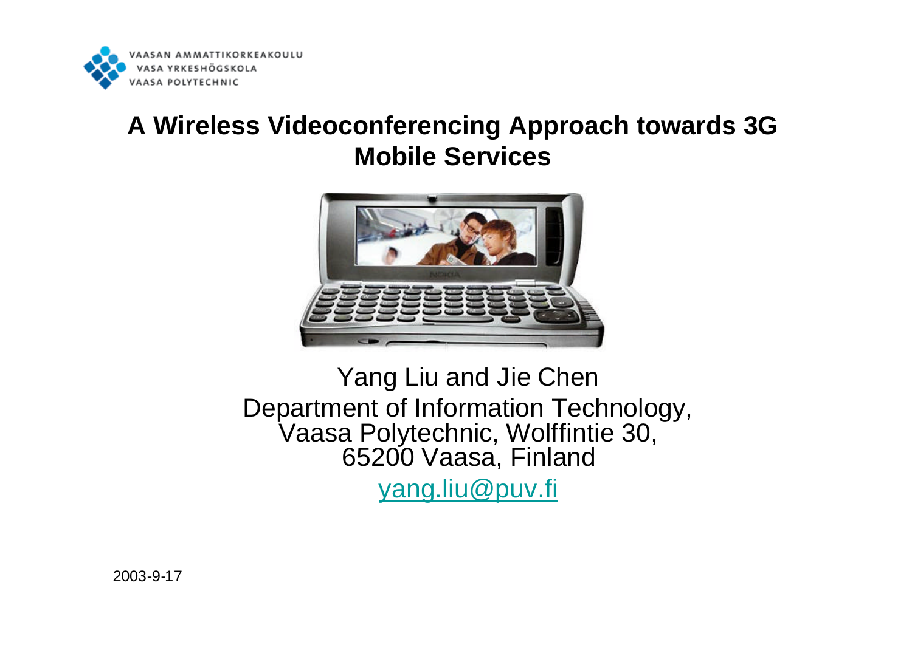VAASAN AMMATTIKORKEAKOULU
VASA YRKESHÖGSKOLA
VAASA POLYTECHNIC

# A Wireless Videoconferencing Approach towards 3G Mobile Services

Yang Liu and Jie Chen

Department of Information Technology,
Vaasa Polytechnic, Wolffintie 30,
65200 Vaasa, Finland

yang.liu@puv.fi

2003-9-17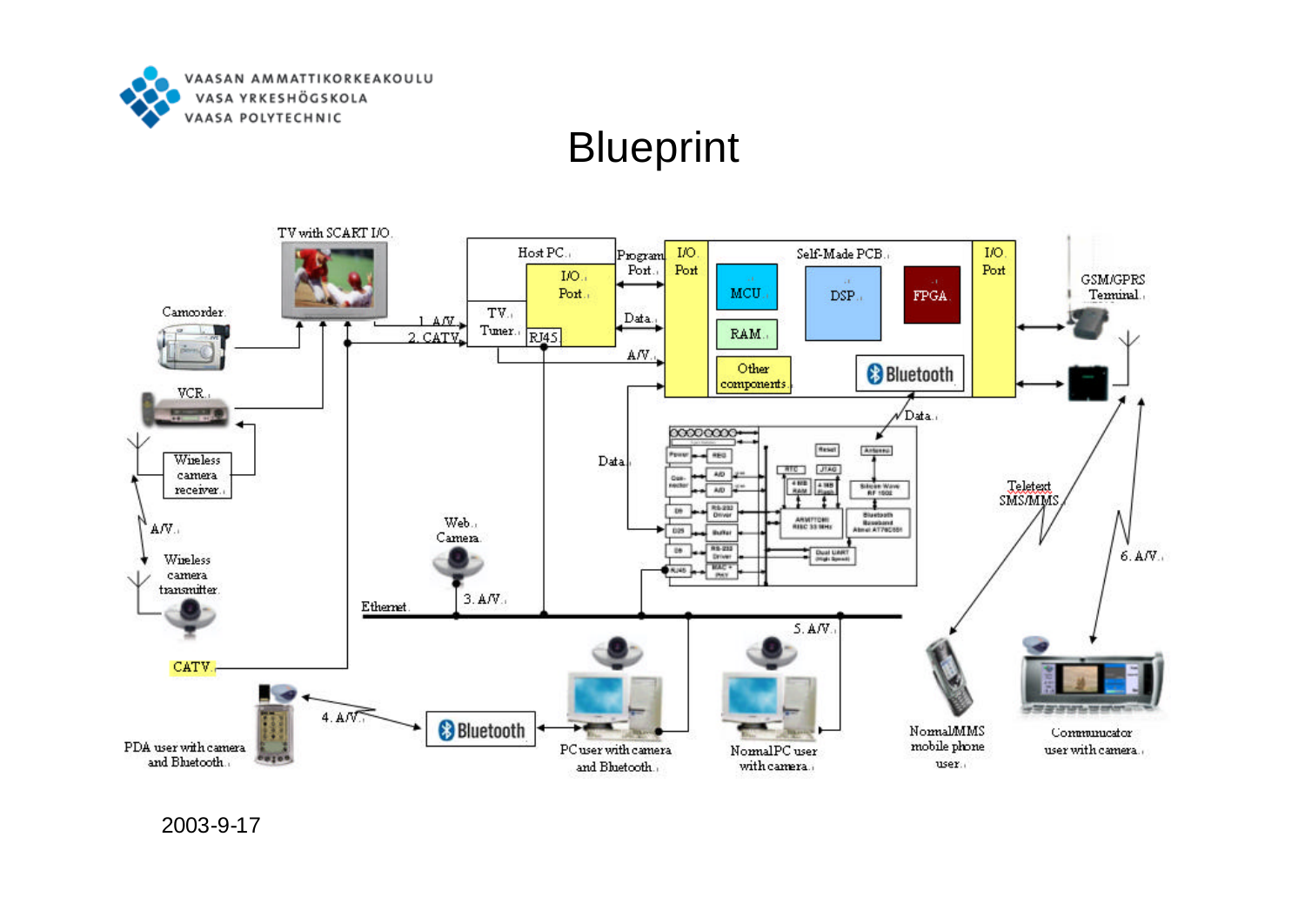# Blueprint

TV with SCART I/O

Camcorder

VCR

Wireless camera receiver

A/V

Wireless camera transmitter

CATV

Host PC

I/O Port

TV Tuner

RJ45

1. A/V

2. CATV

Program Port

Data

A/V

I/O Port

Self-Made PCB

MCU

DSP

FPGA

RAM

Other components

Bluetooth

I/O Port

GSM/GPRS Terminal

Data

Data

Web Camera

3. A/V

Ethernet

5. A/V

Teletext SMS/MMS

6. A/V

4. A/V

Bluetooth

PDA user with camera and Bluetooth

PC user with camera and Bluetooth

Normal PC user with camera

Normal/MMS mobile phone user

Communicator user with camera

2003-9-17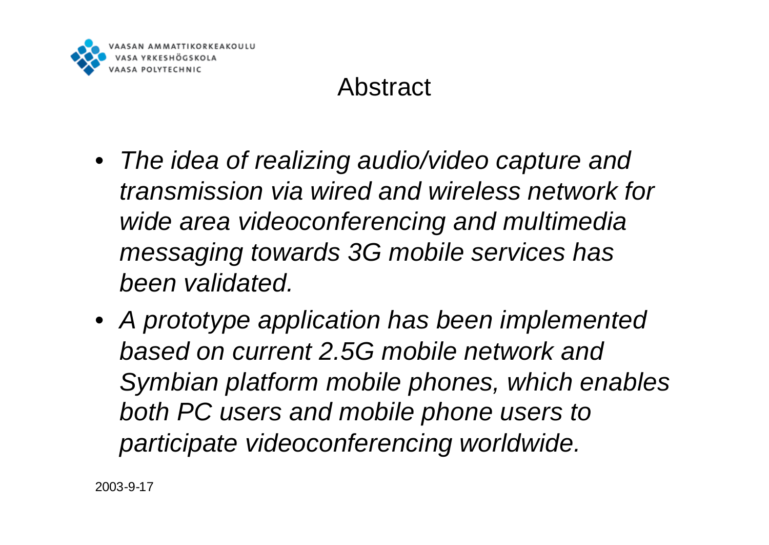# Abstract

- *The idea of realizing audio/video capture and transmission via wired and wireless network for wide area videoconferencing and multimedia messaging towards 3G mobile services has been validated.*
- *A prototype application has been implemented based on current 2.5G mobile network and Symbian platform mobile phones, which enables both PC users and mobile phone users to participate videoconferencing worldwide.*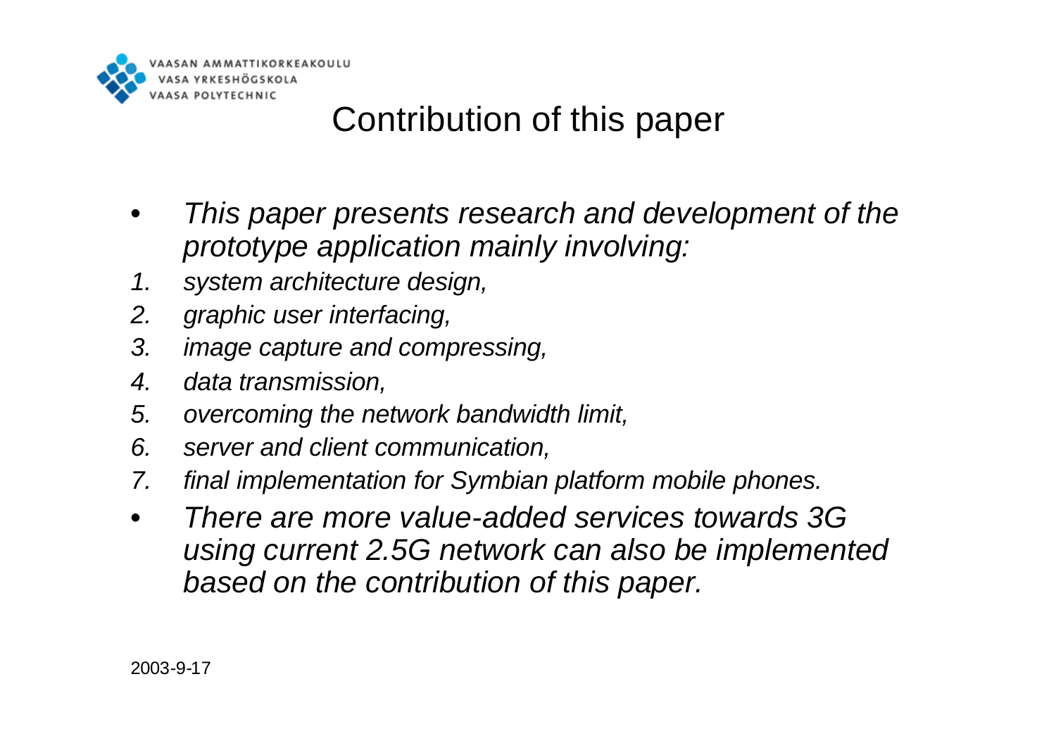# Contribution of this paper

- *This paper presents research and development of the prototype application mainly involving:*

1. *system architecture design,*
2. *graphic user interfacing,*
3. *image capture and compressing,*
4. *data transmission,*
5. *overcoming the network bandwidth limit,*
6. *server and client communication,*
7. *final implementation for Symbian platform mobile phones.*

- *There are more value-added services towards 3G using current 2.5G network can also be implemented based on the contribution of this paper.*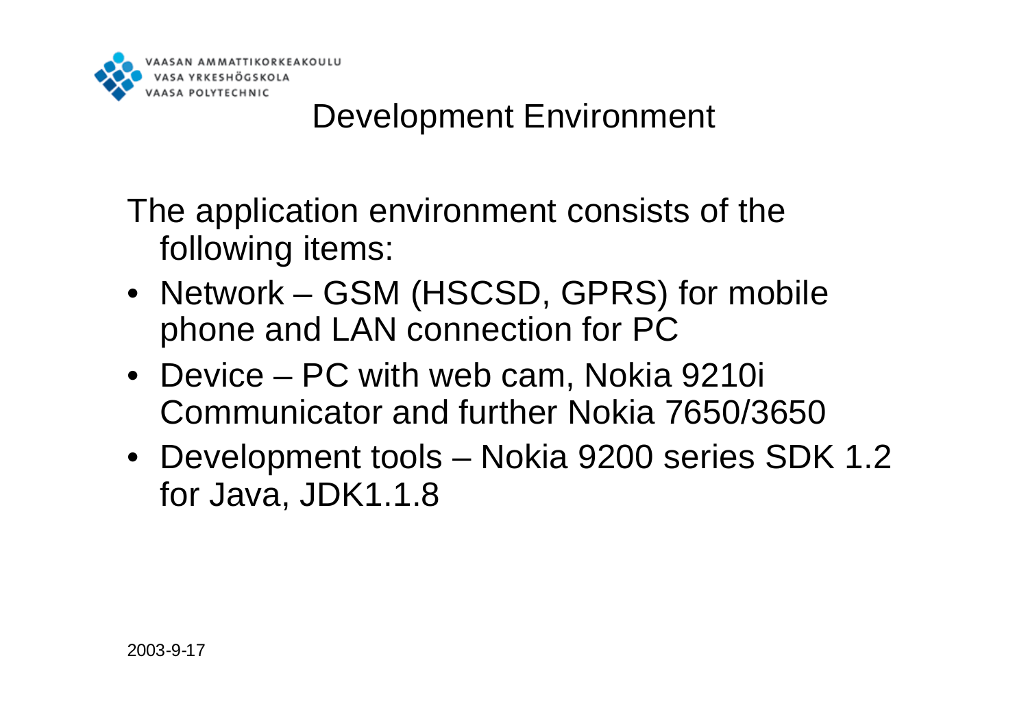## Development Environment

The application environment consists of the following items:

- Network – GSM (HSCSD, GPRS) for mobile phone and LAN connection for PC
- Device – PC with web cam, Nokia 9210i Communicator and further Nokia 7650/3650
- Development tools – Nokia 9200 series SDK 1.2 for Java, JDK1.1.8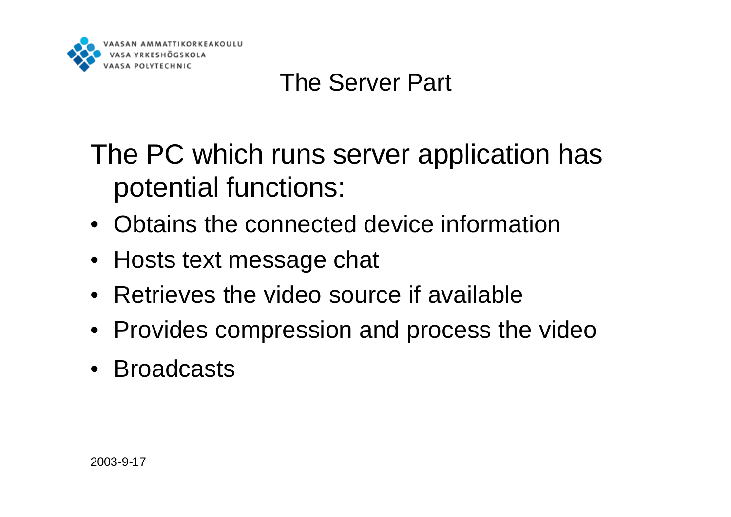# The Server Part

The PC which runs server application has potential functions:

- Obtains the connected device information
- Hosts text message chat
- Retrieves the video source if available
- Provides compression and process the video
- Broadcasts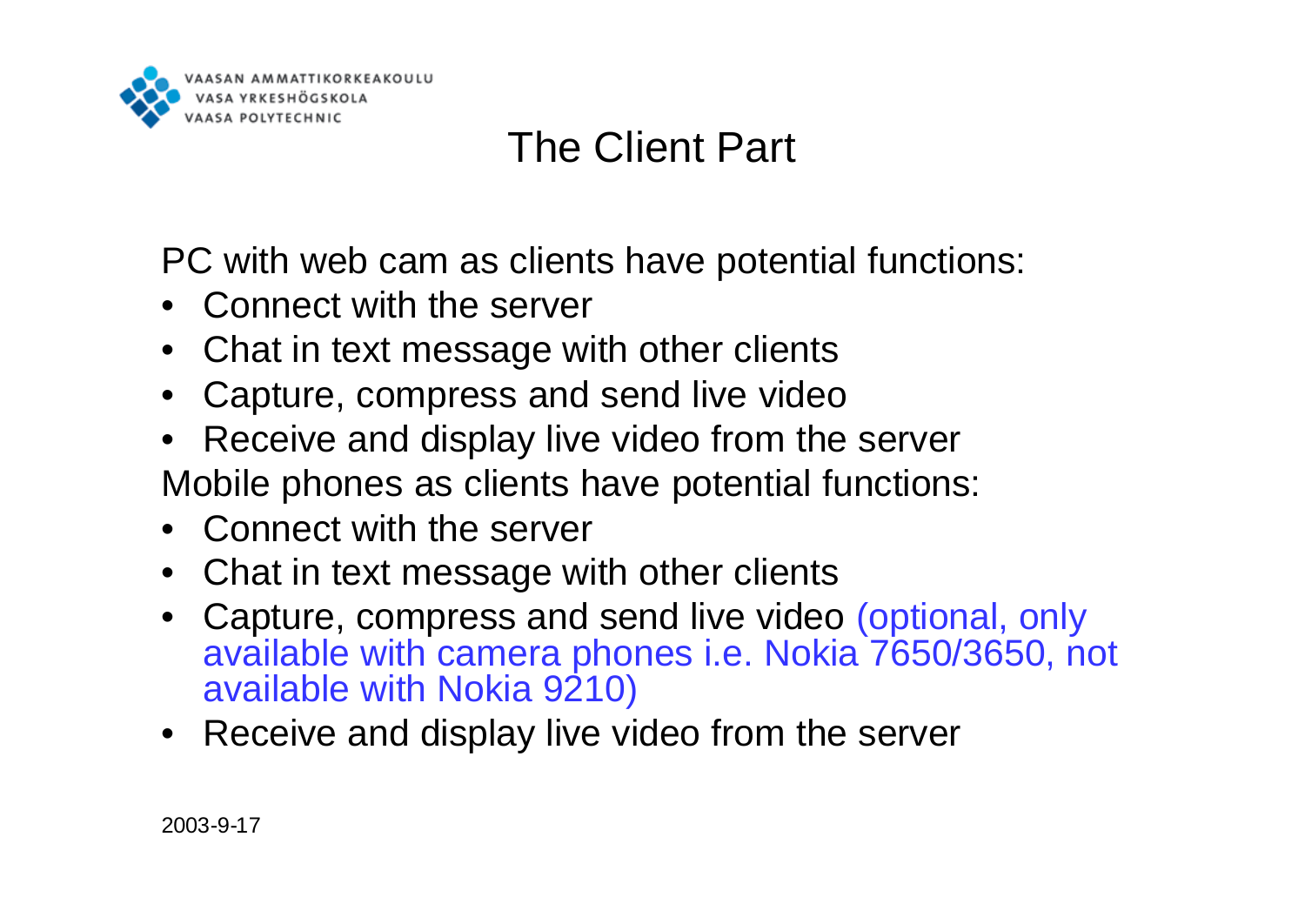# The Client Part

PC with web cam as clients have potential functions:

- Connect with the server
- Chat in text message with other clients
- Capture, compress and send live video
- Receive and display live video from the server

Mobile phones as clients have potential functions:

- Connect with the server
- Chat in text message with other clients
- Capture, compress and send live video (optional, only available with camera phones i.e. Nokia 7650/3650, not available with Nokia 9210)
- Receive and display live video from the server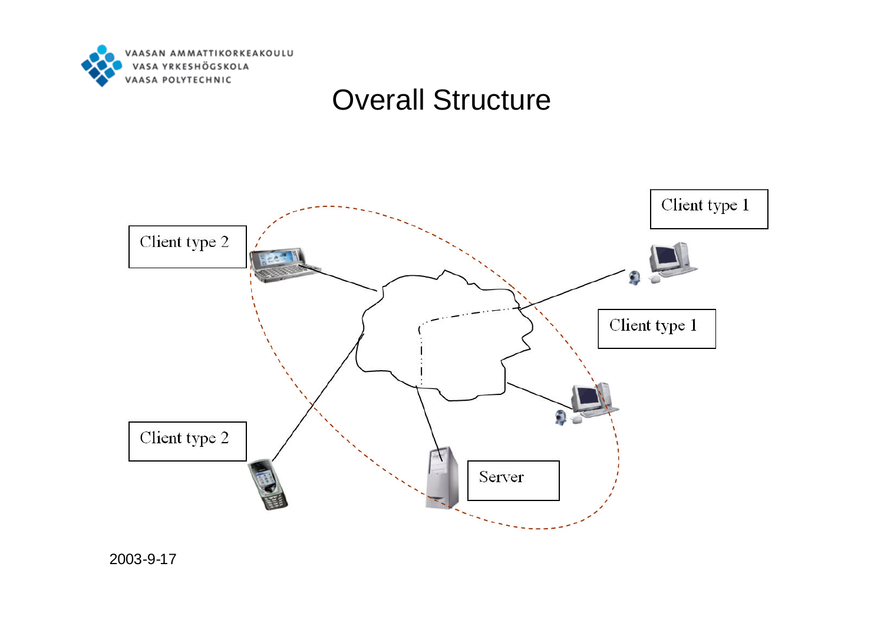# Overall Structure

Client type 2

Client type 2

Client type 1

Client type 1

Server

2003-9-17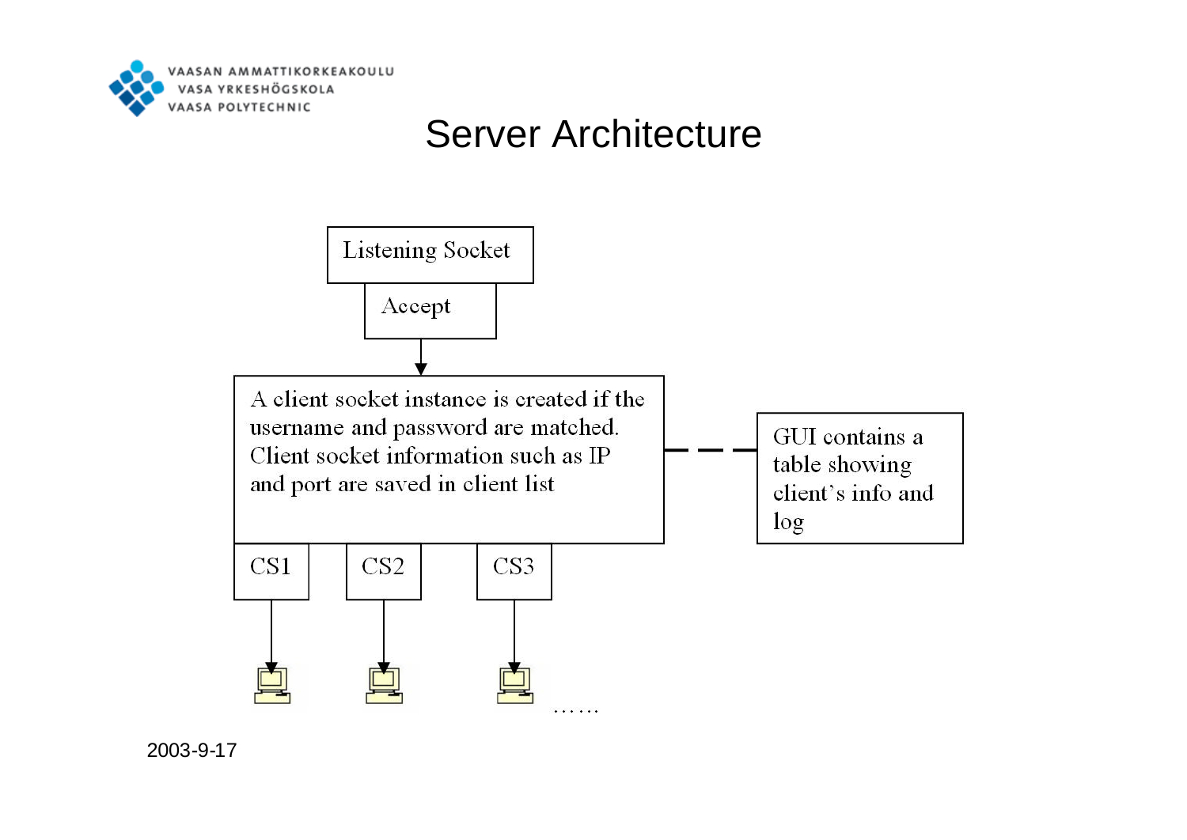# Server Architecture

Listening Socket

Accept

A client socket instance is created if the username and password are matched. Client socket information such as IP and port are saved in client list

GUI contains a table showing client's info and log

CS1

CS2

CS3

……

2003-9-17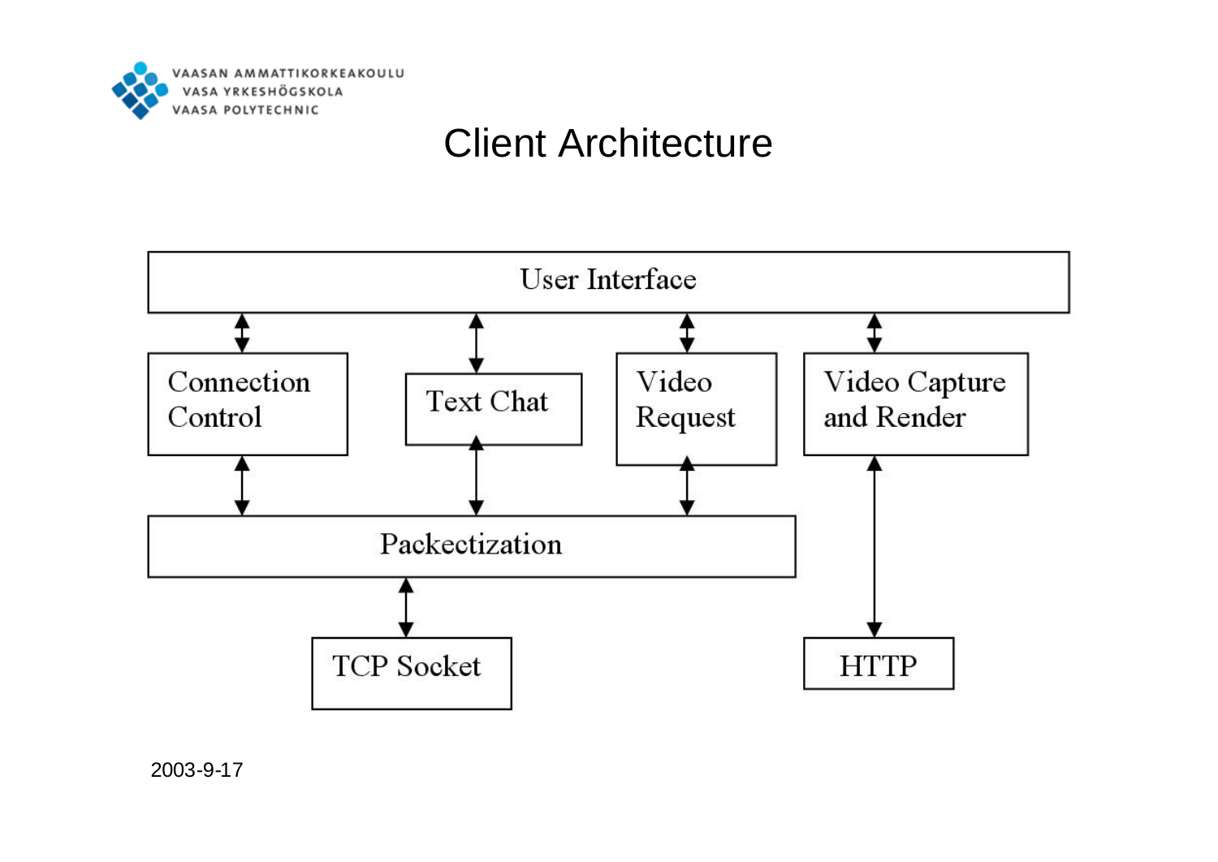# Client Architecture

User Interface

Connection Control

Text Chat

Video Request

Video Capture and Render

Packectization

TCP Socket

HTTP

2003-9-17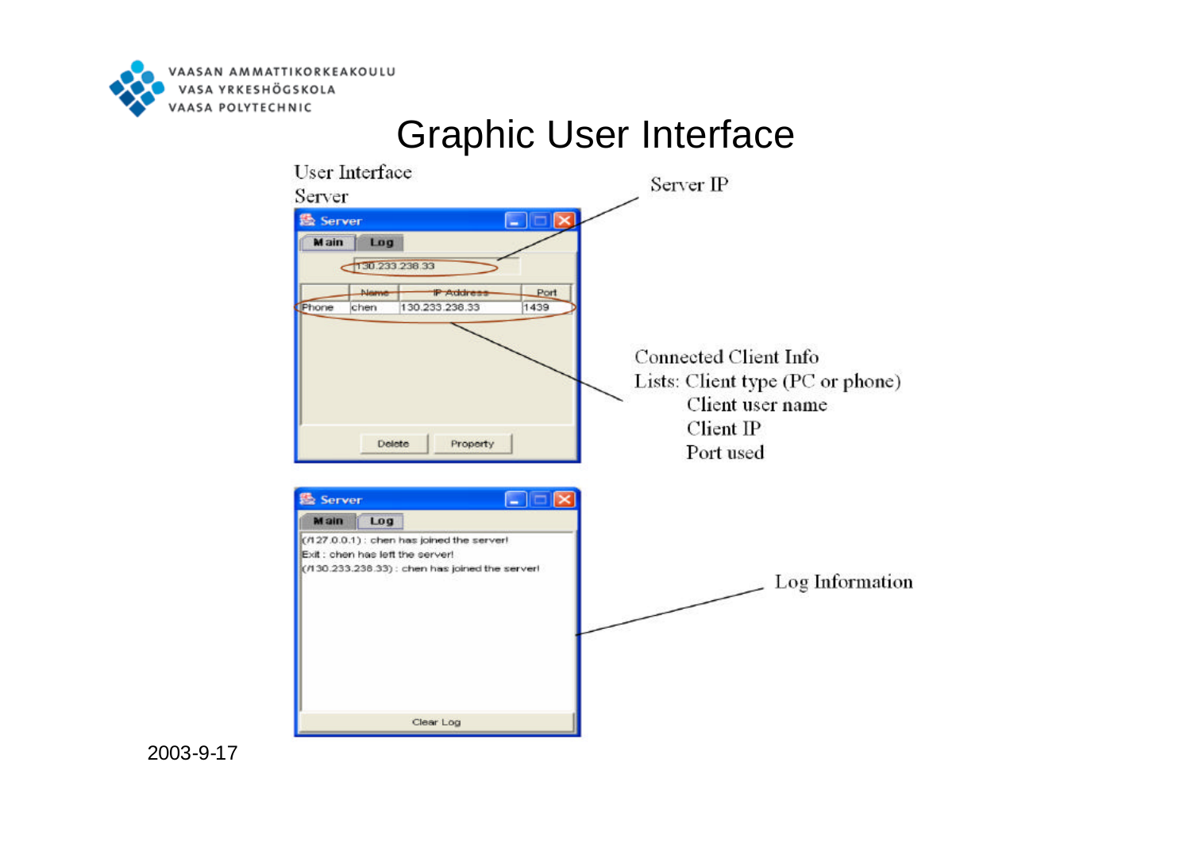# Graphic User Interface

User Interface

Server

Server IP

Connected Client Info

Lists: Client type (PC or phone)

Client user name

Client IP

Port used

Log Information

2003-9-17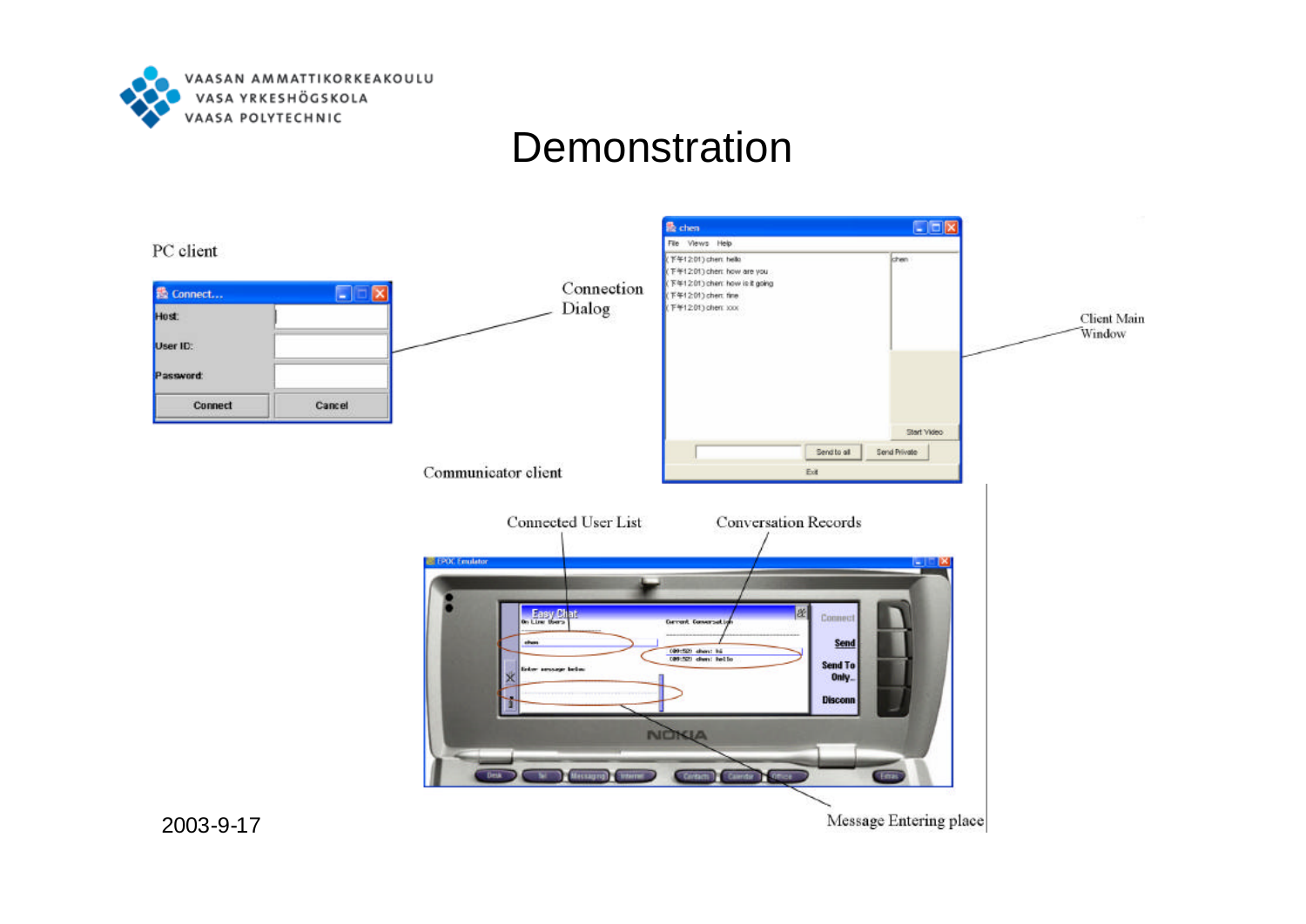# Demonstration

PC client

Connection Dialog

Client Main Window

Communicator client

Connected User List

Conversation Records

Message Entering place

2003-9-17